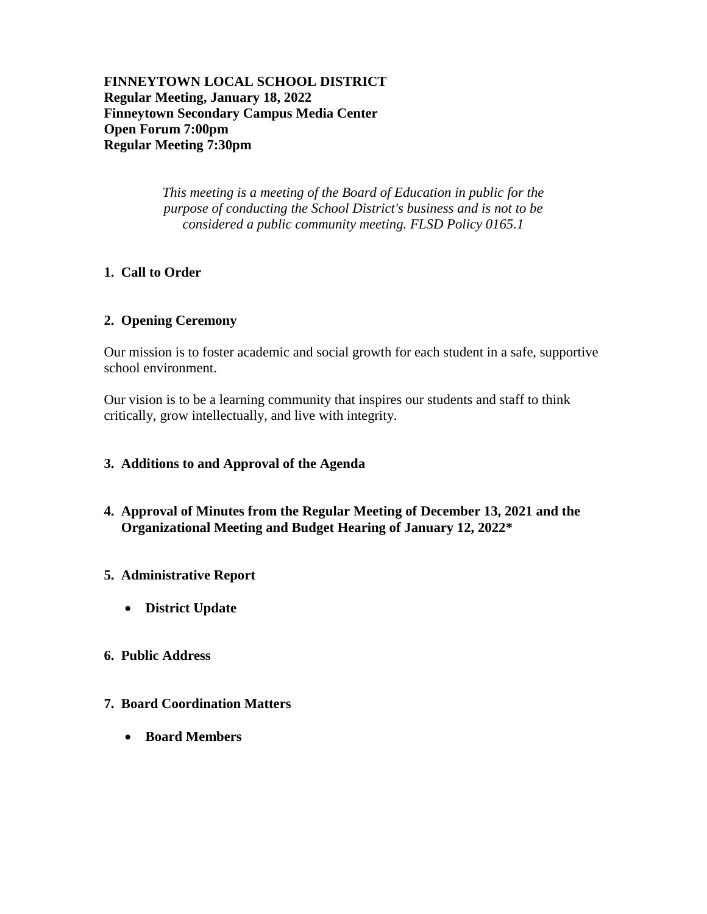**FINNEYTOWN LOCAL SCHOOL DISTRICT**
**Regular Meeting, January 18, 2022**
**Finneytown Secondary Campus Media Center**
**Open Forum 7:00pm**
**Regular Meeting 7:30pm**

*This meeting is a meeting of the Board of Education in public for the purpose of conducting the School District's business and is not to be considered a public community meeting. FLSD Policy 0165.1*

**1. Call to Order**

**2. Opening Ceremony**

Our mission is to foster academic and social growth for each student in a safe, supportive school environment.

Our vision is to be a learning community that inspires our students and staff to think critically, grow intellectually, and live with integrity.

**3. Additions to and Approval of the Agenda**

**4. Approval of Minutes from the Regular Meeting of December 13, 2021 and the Organizational Meeting and Budget Hearing of January 12, 2022***

**5. Administrative Report**

- **District Update**

**6. Public Address**

**7. Board Coordination Matters**

- **Board Members**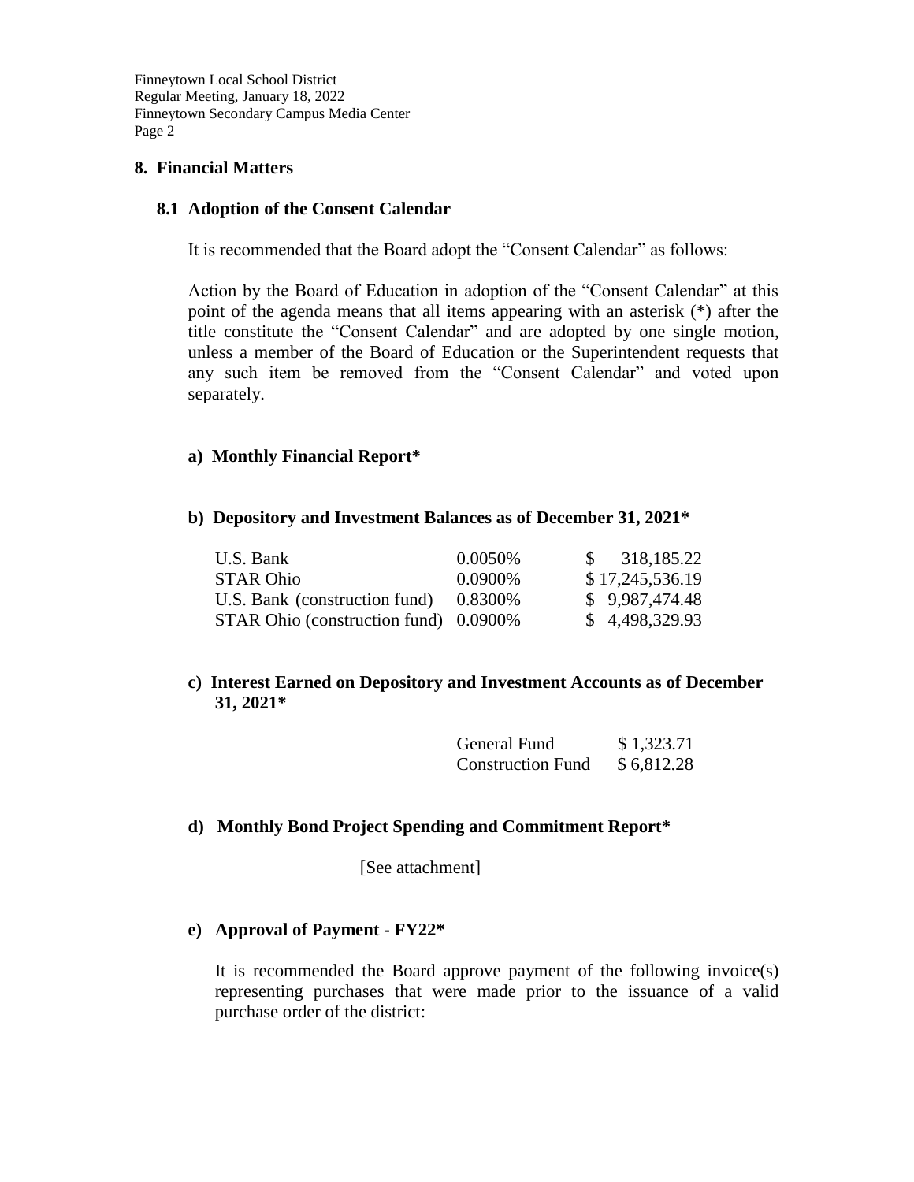## 8. Financial Matters

### 8.1 Adoption of the Consent Calendar

It is recommended that the Board adopt the "Consent Calendar" as follows:

Action by the Board of Education in adoption of the "Consent Calendar" at this point of the agenda means that all items appearing with an asterisk (*) after the title constitute the "Consent Calendar" and are adopted by one single motion, unless a member of the Board of Education or the Superintendent requests that any such item be removed from the "Consent Calendar" and voted upon separately.

#### a) Monthly Financial Report*

#### b) Depository and Investment Balances as of December 31, 2021*

| | | |
|---|---|---|
| U.S. Bank | 0.0050% | $ 318,185.22 |
| STAR Ohio | 0.0900% | $ 17,245,536.19 |
| U.S. Bank (construction fund) | 0.8300% | $ 9,987,474.48 |
| STAR Ohio (construction fund) | 0.0900% | $ 4,498,329.93 |

#### c) Interest Earned on Depository and Investment Accounts as of December 31, 2021*

| | |
|---|---|
| General Fund | $ 1,323.71 |
| Construction Fund | $ 6,812.28 |

#### d) Monthly Bond Project Spending and Commitment Report*

[See attachment]

#### e) Approval of Payment - FY22*

It is recommended the Board approve payment of the following invoice(s) representing purchases that were made prior to the issuance of a valid purchase order of the district: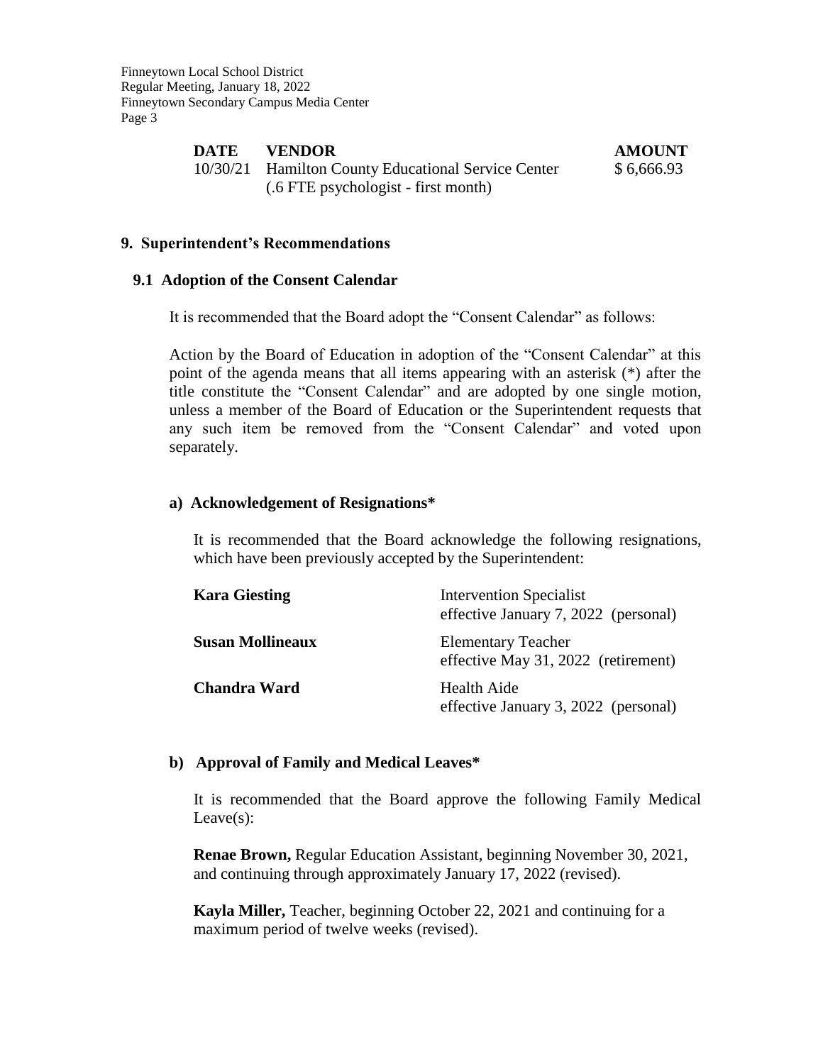| DATE | VENDOR | AMOUNT |
| --- | --- | --- |
| 10/30/21 | Hamilton County Educational Service Center (.6 FTE psychologist - first month) | $ 6,666.93 |

## 9. Superintendent's Recommendations

### 9.1 Adoption of the Consent Calendar

It is recommended that the Board adopt the "Consent Calendar" as follows:

Action by the Board of Education in adoption of the "Consent Calendar" at this point of the agenda means that all items appearing with an asterisk (*) after the title constitute the "Consent Calendar" and are adopted by one single motion, unless a member of the Board of Education or the Superintendent requests that any such item be removed from the "Consent Calendar" and voted upon separately.

#### a) Acknowledgement of Resignations*

It is recommended that the Board acknowledge the following resignations, which have been previously accepted by the Superintendent:

| | |
| --- | --- |
| **Kara Giesting** | Intervention Specialist effective January 7, 2022 (personal) |
| **Susan Mollineaux** | Elementary Teacher effective May 31, 2022 (retirement) |
| **Chandra Ward** | Health Aide effective January 3, 2022 (personal) |

#### b) Approval of Family and Medical Leaves*

It is recommended that the Board approve the following Family Medical Leave(s):

**Renae Brown,** Regular Education Assistant, beginning November 30, 2021, and continuing through approximately January 17, 2022 (revised).

**Kayla Miller,** Teacher, beginning October 22, 2021 and continuing for a maximum period of twelve weeks (revised).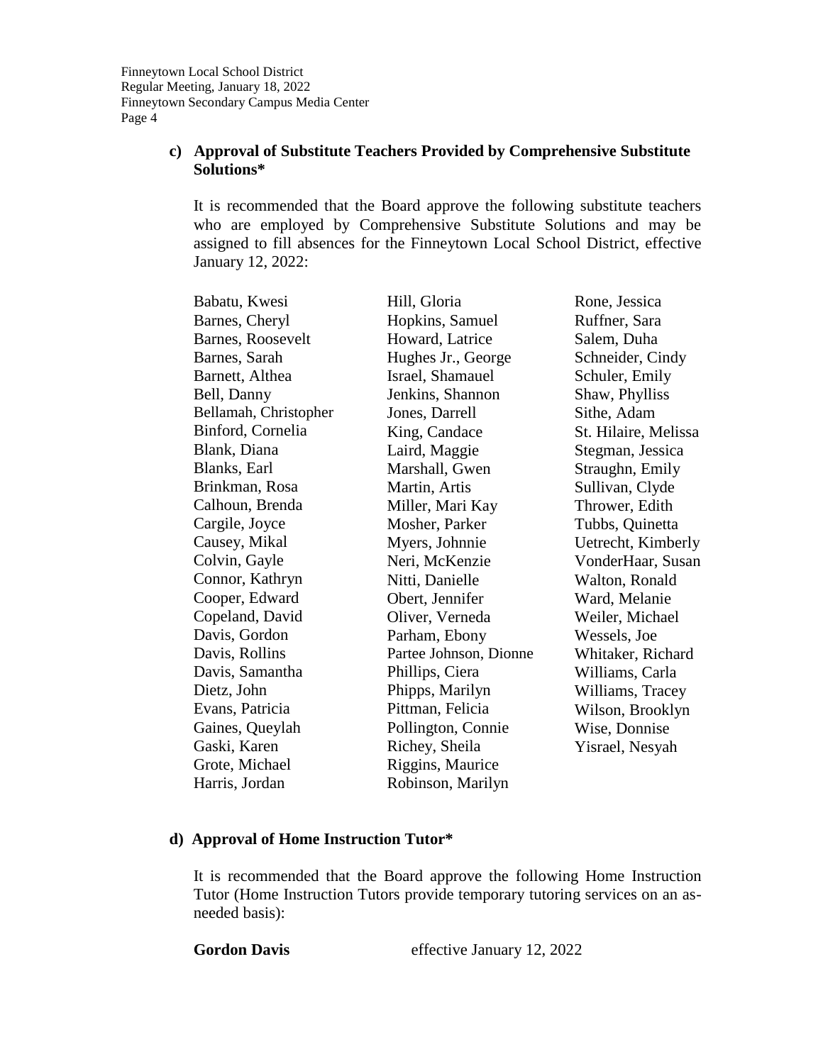**c) Approval of Substitute Teachers Provided by Comprehensive Substitute Solutions***

It is recommended that the Board approve the following substitute teachers who are employed by Comprehensive Substitute Solutions and may be assigned to fill absences for the Finneytown Local School District, effective January 12, 2022:

Babatu, Kwesi
Barnes, Cheryl
Barnes, Roosevelt
Barnes, Sarah
Barnett, Althea
Bell, Danny
Bellamah, Christopher
Binford, Cornelia
Blank, Diana
Blanks, Earl
Brinkman, Rosa
Calhoun, Brenda
Cargile, Joyce
Causey, Mikal
Colvin, Gayle
Connor, Kathryn
Cooper, Edward
Copeland, David
Davis, Gordon
Davis, Rollins
Davis, Samantha
Dietz, John
Evans, Patricia
Gaines, Queylah
Gaski, Karen
Grote, Michael
Harris, Jordan
Hill, Gloria
Hopkins, Samuel
Howard, Latrice
Hughes Jr., George
Israel, Shamauel
Jenkins, Shannon
Jones, Darrell
King, Candace
Laird, Maggie
Marshall, Gwen
Martin, Artis
Miller, Mari Kay
Mosher, Parker
Myers, Johnnie
Neri, McKenzie
Nitti, Danielle
Obert, Jennifer
Oliver, Verneda
Parham, Ebony
Partee Johnson, Dionne
Phillips, Ciera
Phipps, Marilyn
Pittman, Felicia
Pollington, Connie
Richey, Sheila
Riggins, Maurice
Robinson, Marilyn
Rone, Jessica
Ruffner, Sara
Salem, Duha
Schneider, Cindy
Schuler, Emily
Shaw, Phylliss
Sithe, Adam
St. Hilaire, Melissa
Stegman, Jessica
Straughn, Emily
Sullivan, Clyde
Thrower, Edith
Tubbs, Quinetta
Uetrecht, Kimberly
VonderHaar, Susan
Walton, Ronald
Ward, Melanie
Weiler, Michael
Wessels, Joe
Whitaker, Richard
Williams, Carla
Williams, Tracey
Wilson, Brooklyn
Wise, Donnise
Yisrael, Nesyah

**d) Approval of Home Instruction Tutor***

It is recommended that the Board approve the following Home Instruction Tutor (Home Instruction Tutors provide temporary tutoring services on an as-needed basis):

**Gordon Davis** effective January 12, 2022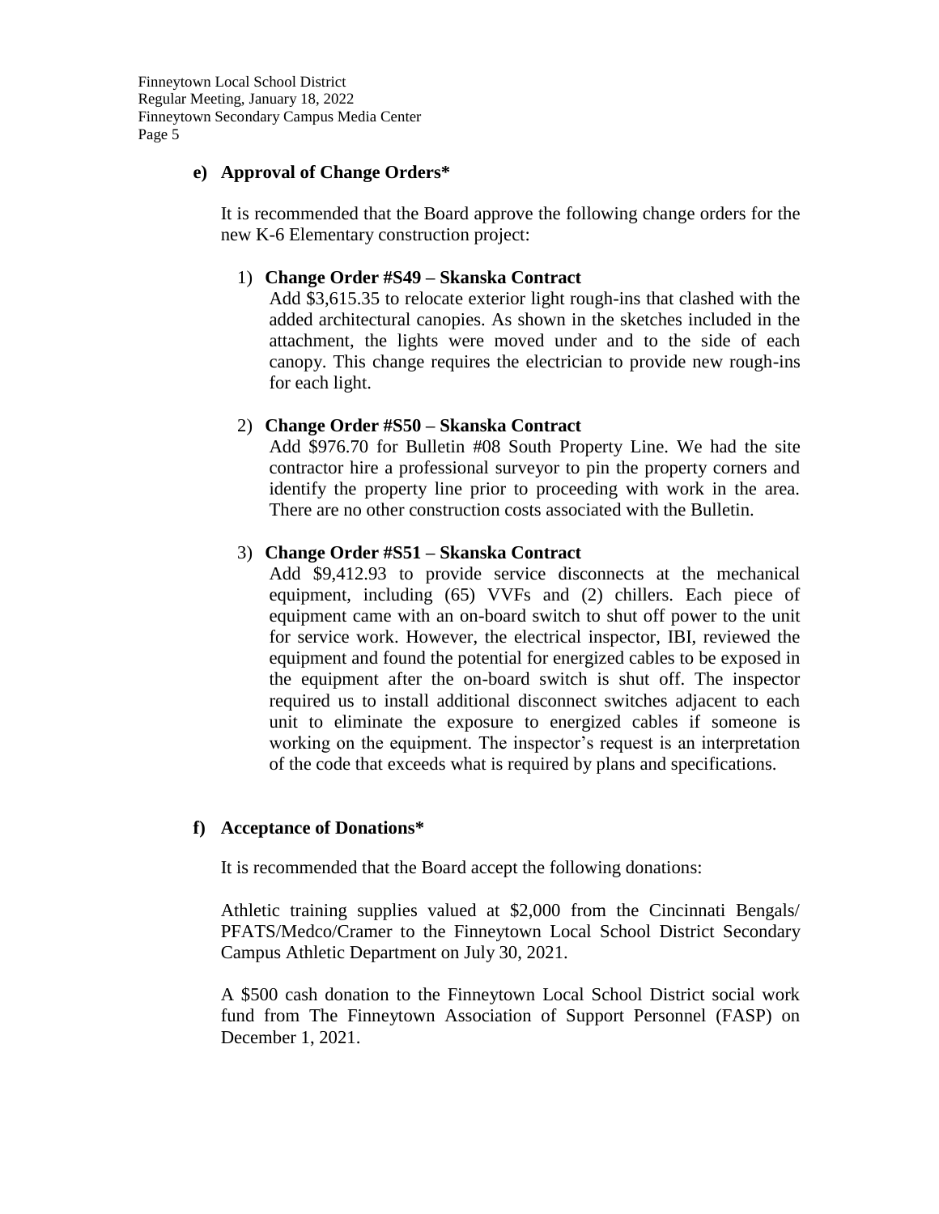**e) Approval of Change Orders***

It is recommended that the Board approve the following change orders for the new K-6 Elementary construction project:

1) **Change Order #S49 – Skanska Contract**
   Add $3,615.35 to relocate exterior light rough-ins that clashed with the added architectural canopies. As shown in the sketches included in the attachment, the lights were moved under and to the side of each canopy. This change requires the electrician to provide new rough-ins for each light.

2) **Change Order #S50 – Skanska Contract**
   Add $976.70 for Bulletin #08 South Property Line. We had the site contractor hire a professional surveyor to pin the property corners and identify the property line prior to proceeding with work in the area. There are no other construction costs associated with the Bulletin.

3) **Change Order #S51 – Skanska Contract**
   Add $9,412.93 to provide service disconnects at the mechanical equipment, including (65) VVFs and (2) chillers. Each piece of equipment came with an on-board switch to shut off power to the unit for service work. However, the electrical inspector, IBI, reviewed the equipment and found the potential for energized cables to be exposed in the equipment after the on-board switch is shut off. The inspector required us to install additional disconnect switches adjacent to each unit to eliminate the exposure to energized cables if someone is working on the equipment. The inspector's request is an interpretation of the code that exceeds what is required by plans and specifications.

**f) Acceptance of Donations***

It is recommended that the Board accept the following donations:

Athletic training supplies valued at $2,000 from the Cincinnati Bengals/ PFATS/Medco/Cramer to the Finneytown Local School District Secondary Campus Athletic Department on July 30, 2021.

A $500 cash donation to the Finneytown Local School District social work fund from The Finneytown Association of Support Personnel (FASP) on December 1, 2021.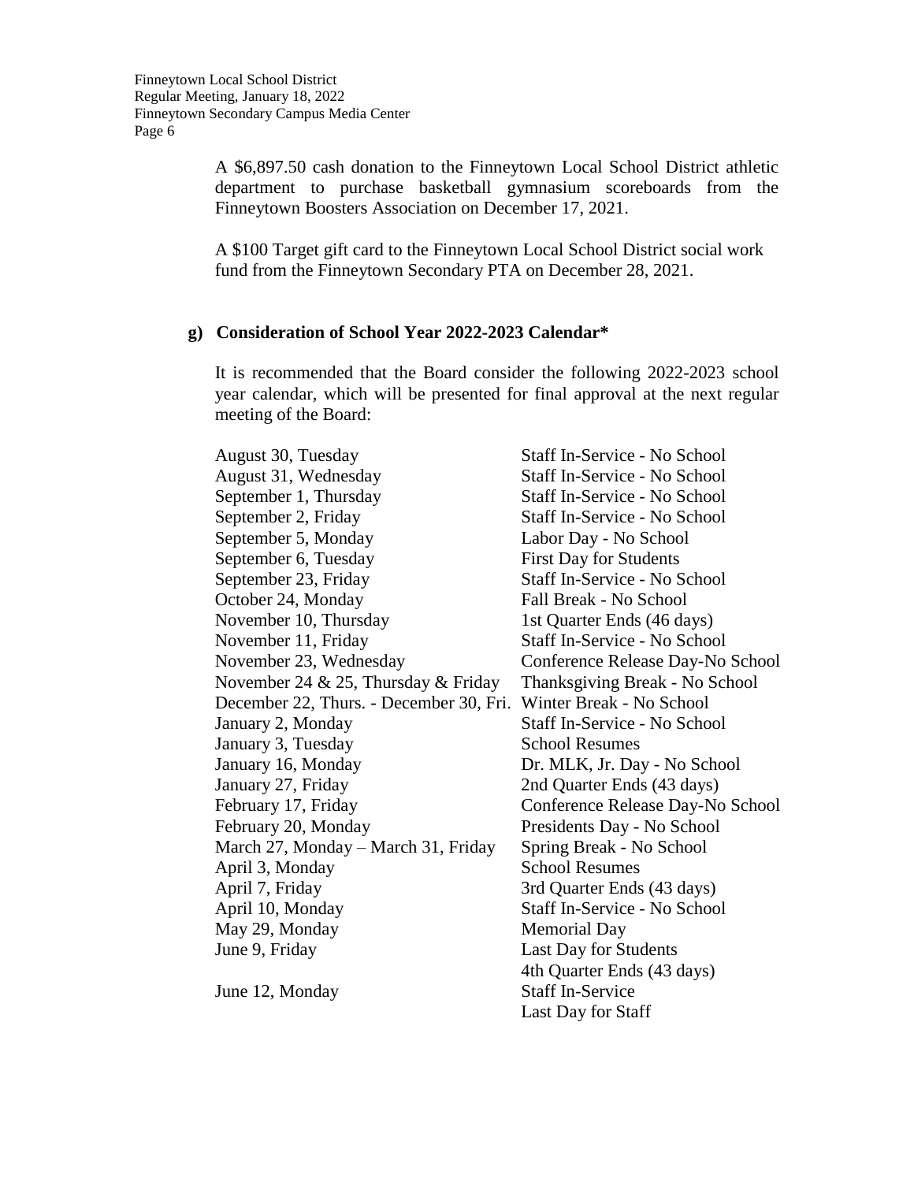A $6,897.50 cash donation to the Finneytown Local School District athletic department to purchase basketball gymnasium scoreboards from the Finneytown Boosters Association on December 17, 2021.

A $100 Target gift card to the Finneytown Local School District social work fund from the Finneytown Secondary PTA on December 28, 2021.

**g) Consideration of School Year 2022-2023 Calendar***

It is recommended that the Board consider the following 2022-2023 school year calendar, which will be presented for final approval at the next regular meeting of the Board:

| | |
|---|---|
| August 30, Tuesday | Staff In-Service - No School |
| August 31, Wednesday | Staff In-Service - No School |
| September 1, Thursday | Staff In-Service - No School |
| September 2, Friday | Staff In-Service - No School |
| September 5, Monday | Labor Day - No School |
| September 6, Tuesday | First Day for Students |
| September 23, Friday | Staff In-Service - No School |
| October 24, Monday | Fall Break - No School |
| November 10, Thursday | 1st Quarter Ends (46 days) |
| November 11, Friday | Staff In-Service - No School |
| November 23, Wednesday | Conference Release Day-No School |
| November 24 & 25, Thursday & Friday | Thanksgiving Break - No School |
| December 22, Thurs. - December 30, Fri. | Winter Break - No School |
| January 2, Monday | Staff In-Service - No School |
| January 3, Tuesday | School Resumes |
| January 16, Monday | Dr. MLK, Jr. Day - No School |
| January 27, Friday | 2nd Quarter Ends (43 days) |
| February 17, Friday | Conference Release Day-No School |
| February 20, Monday | Presidents Day - No School |
| March 27, Monday – March 31, Friday | Spring Break - No School |
| April 3, Monday | School Resumes |
| April 7, Friday | 3rd Quarter Ends (43 days) |
| April 10, Monday | Staff In-Service - No School |
| May 29, Monday | Memorial Day |
| June 9, Friday | Last Day for Students<br>4th Quarter Ends (43 days) |
| June 12, Monday | Staff In-Service<br>Last Day for Staff |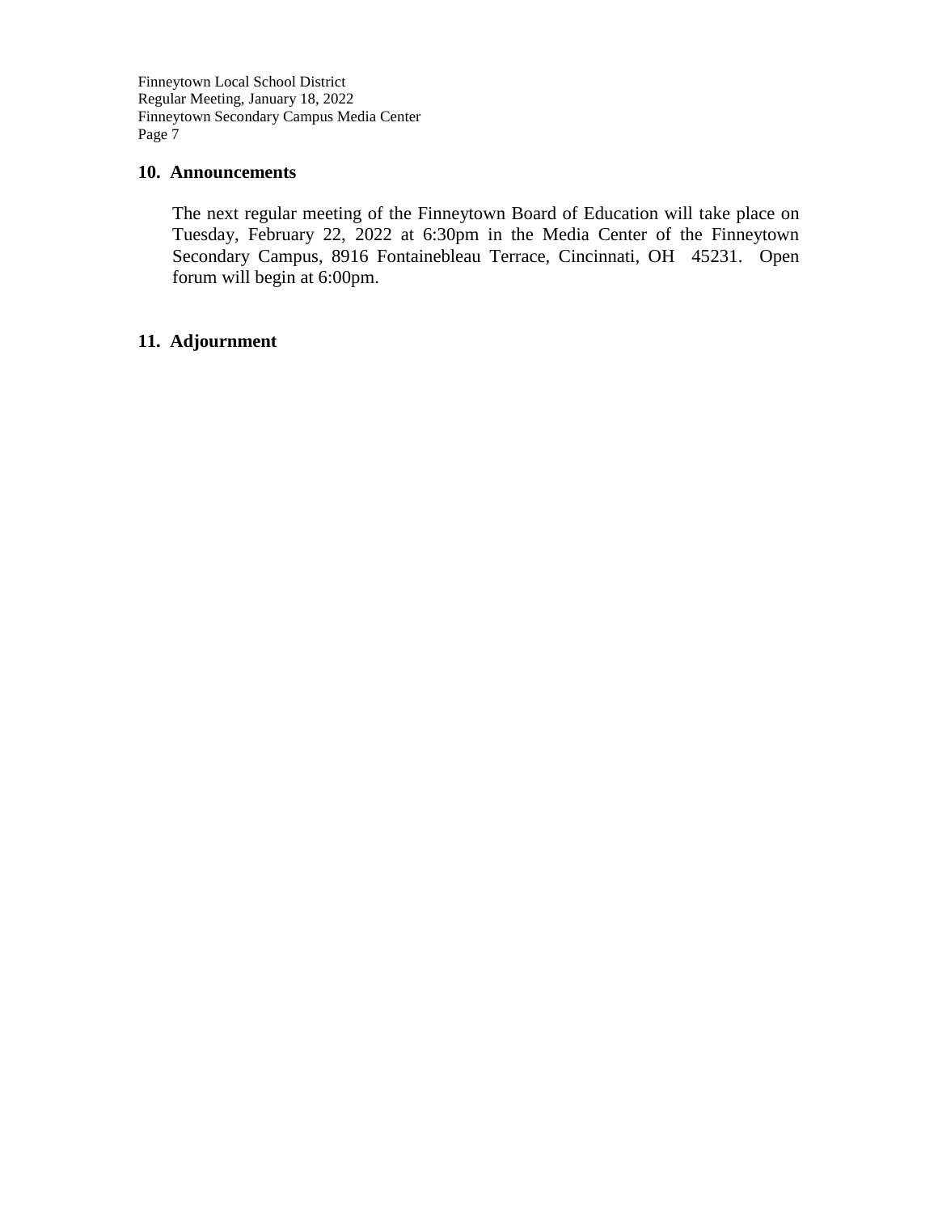## 10. Announcements

The next regular meeting of the Finneytown Board of Education will take place on Tuesday, February 22, 2022 at 6:30pm in the Media Center of the Finneytown Secondary Campus, 8916 Fontainebleau Terrace, Cincinnati, OH 45231. Open forum will begin at 6:00pm.

## 11. Adjournment